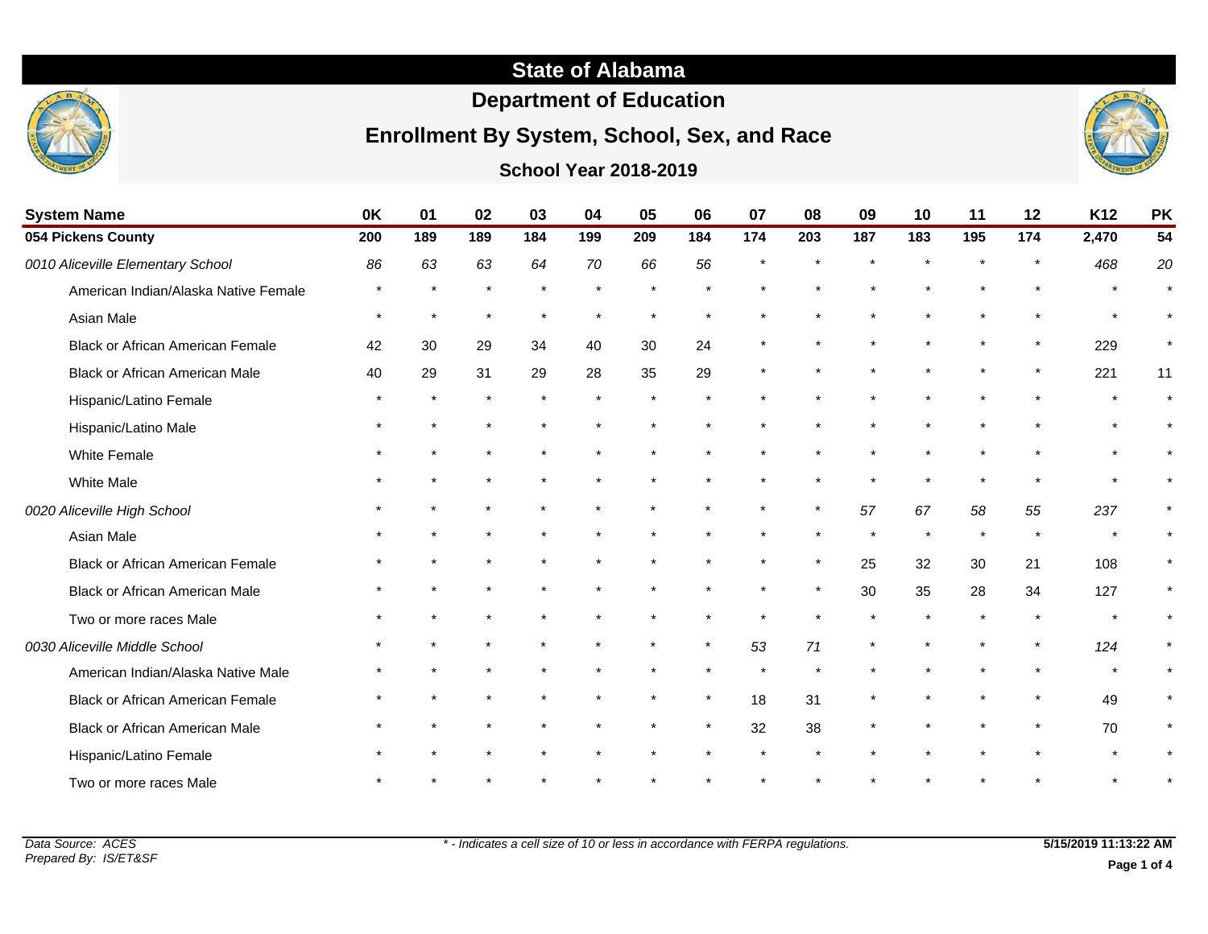# State of Alabama

## Department of Education

## Enrollment By System, School, Sex, and Race

### School Year 2018-2019

| System Name | 0K | 01 | 02 | 03 | 04 | 05 | 06 | 07 | 08 | 09 | 10 | 11 | 12 | K12 | PK |
|---|---|---|---|---|---|---|---|---|---|---|---|---|---|---|---|
| **054 Pickens County** | **200** | **189** | **189** | **184** | **199** | **209** | **184** | **174** | **203** | **187** | **183** | **195** | **174** | **2,470** | **54** |
| *0010 Aliceville Elementary School* | *86* | *63* | *63* | *64* | *70* | *66* | *56* | * | * | * | * | * | * | *468* | *20* |
| American Indian/Alaska Native Female | * | * | * | * | * | * | * | * | * | * | * | * | * | * | * |
| Asian Male | * | * | * | * | * | * | * | * | * | * | * | * | * | * | * |
| Black or African American Female | 42 | 30 | 29 | 34 | 40 | 30 | 24 | * | * | * | * | * | * | 229 | * |
| Black or African American Male | 40 | 29 | 31 | 29 | 28 | 35 | 29 | * | * | * | * | * | * | 221 | 11 |
| Hispanic/Latino Female | * | * | * | * | * | * | * | * | * | * | * | * | * | * | * |
| Hispanic/Latino Male | * | * | * | * | * | * | * | * | * | * | * | * | * | * | * |
| White Female | * | * | * | * | * | * | * | * | * | * | * | * | * | * | * |
| White Male | * | * | * | * | * | * | * | * | * | * | * | * | * | * | * |
| *0020 Aliceville High School* | * | * | * | * | * | * | * | * | * | *57* | *67* | *58* | *55* | *237* | * |
| Asian Male | * | * | * | * | * | * | * | * | * | * | * | * | * | * | * |
| Black or African American Female | * | * | * | * | * | * | * | * | * | 25 | 32 | 30 | 21 | 108 | * |
| Black or African American Male | * | * | * | * | * | * | * | * | * | 30 | 35 | 28 | 34 | 127 | * |
| Two or more races Male | * | * | * | * | * | * | * | * | * | * | * | * | * | * | * |
| *0030 Aliceville Middle School* | * | * | * | * | * | * | * | *53* | *71* | * | * | * | * | *124* | * |
| American Indian/Alaska Native Male | * | * | * | * | * | * | * | * | * | * | * | * | * | * | * |
| Black or African American Female | * | * | * | * | * | * | * | 18 | 31 | * | * | * | * | 49 | * |
| Black or African American Male | * | * | * | * | * | * | * | 32 | 38 | * | * | * | * | 70 | * |
| Hispanic/Latino Female | * | * | * | * | * | * | * | * | * | * | * | * | * | * | * |
| Two or more races Male | * | * | * | * | * | * | * | * | * | * | * | * | * | * | * |

*Data Source: ACES*
*Prepared By: IS/ET&SF*

*\* - Indicates a cell size of 10 or less in accordance with FERPA regulations.*

**5/15/2019 11:13:22 AM**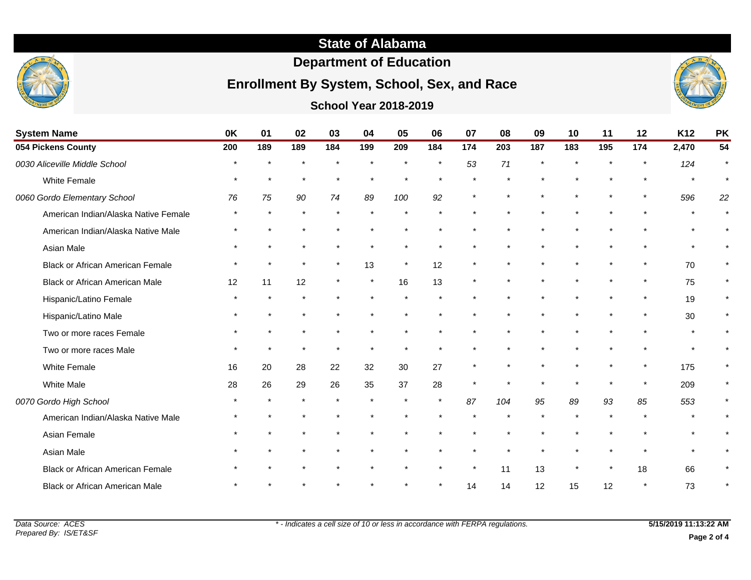# State of Alabama

## Department of Education

## Enrollment By System, School, Sex, and Race

### School Year 2018-2019

| System Name | 0K | 01 | 02 | 03 | 04 | 05 | 06 | 07 | 08 | 09 | 10 | 11 | 12 | K12 | PK |
|---|---|---|---|---|---|---|---|---|---|---|---|---|---|---|---|
| **054 Pickens County** | **200** | **189** | **189** | **184** | **199** | **209** | **184** | **174** | **203** | **187** | **183** | **195** | **174** | **2,470** | **54** |
| *0030 Aliceville Middle School* | * | * | * | * | * | * | * | *53* | *71* | * | * | * | * | *124* | * |
| White Female | * | * | * | * | * | * | * | * | * | * | * | * | * | * | * |
| *0060 Gordo Elementary School* | *76* | *75* | *90* | *74* | *89* | *100* | *92* | * | * | * | * | * | * | *596* | *22* |
| American Indian/Alaska Native Female | * | * | * | * | * | * | * | * | * | * | * | * | * | * | * |
| American Indian/Alaska Native Male | * | * | * | * | * | * | * | * | * | * | * | * | * | * | * |
| Asian Male | * | * | * | * | * | * | * | * | * | * | * | * | * | * | * |
| Black or African American Female | * | * | * | * | 13 | * | 12 | * | * | * | * | * | * | 70 | * |
| Black or African American Male | 12 | 11 | 12 | * | * | 16 | 13 | * | * | * | * | * | * | 75 | * |
| Hispanic/Latino Female | * | * | * | * | * | * | * | * | * | * | * | * | * | 19 | * |
| Hispanic/Latino Male | * | * | * | * | * | * | * | * | * | * | * | * | * | 30 | * |
| Two or more races Female | * | * | * | * | * | * | * | * | * | * | * | * | * | * | * |
| Two or more races Male | * | * | * | * | * | * | * | * | * | * | * | * | * | * | * |
| White Female | 16 | 20 | 28 | 22 | 32 | 30 | 27 | * | * | * | * | * | * | 175 | * |
| White Male | 28 | 26 | 29 | 26 | 35 | 37 | 28 | * | * | * | * | * | * | 209 | * |
| *0070 Gordo High School* | * | * | * | * | * | * | * | *87* | *104* | *95* | *89* | *93* | *85* | *553* | * |
| American Indian/Alaska Native Male | * | * | * | * | * | * | * | * | * | * | * | * | * | * | * |
| Asian Female | * | * | * | * | * | * | * | * | * | * | * | * | * | * | * |
| Asian Male | * | * | * | * | * | * | * | * | * | * | * | * | * | * | * |
| Black or African American Female | * | * | * | * | * | * | * | * | 11 | 13 | * | * | 18 | 66 | * |
| Black or African American Male | * | * | * | * | * | * | * | 14 | 14 | 12 | 15 | 12 | * | 73 | * |

*Data Source: ACES*
*Prepared By: IS/ET&SF*

*\* - Indicates a cell size of 10 or less in accordance with FERPA regulations.*

**5/15/2019 11:13:22 AM**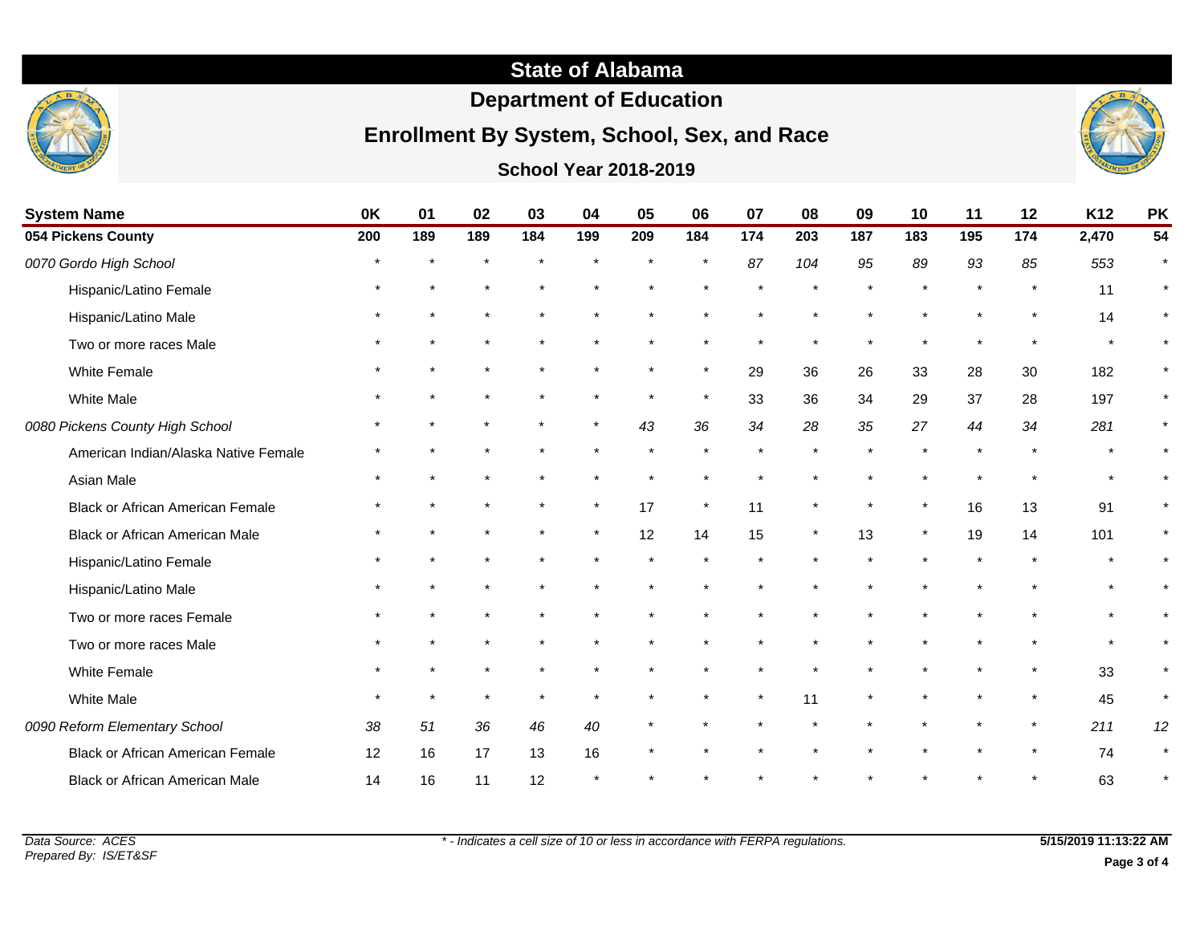# State of Alabama

## Department of Education

## Enrollment By System, School, Sex, and Race

### School Year 2018-2019

| System Name | 0K | 01 | 02 | 03 | 04 | 05 | 06 | 07 | 08 | 09 | 10 | 11 | 12 | K12 | PK |
|---|---|---|---|---|---|---|---|---|---|---|---|---|---|---|---|
| **054 Pickens County** | **200** | **189** | **189** | **184** | **199** | **209** | **184** | **174** | **203** | **187** | **183** | **195** | **174** | **2,470** | **54** |
| *0070 Gordo High School* | * | * | * | * | * | * | * | *87* | *104* | *95* | *89* | *93* | *85* | *553* | * |
| Hispanic/Latino Female | * | * | * | * | * | * | * | * | * | * | * | * | * | 11 | * |
| Hispanic/Latino Male | * | * | * | * | * | * | * | * | * | * | * | * | * | 14 | * |
| Two or more races Male | * | * | * | * | * | * | * | * | * | * | * | * | * | * | * |
| White Female | * | * | * | * | * | * | * | 29 | 36 | 26 | 33 | 28 | 30 | 182 | * |
| White Male | * | * | * | * | * | * | * | 33 | 36 | 34 | 29 | 37 | 28 | 197 | * |
| *0080 Pickens County High School* | * | * | * | * | * | *43* | *36* | *34* | *28* | *35* | *27* | *44* | *34* | *281* | * |
| American Indian/Alaska Native Female | * | * | * | * | * | * | * | * | * | * | * | * | * | * | * |
| Asian Male | * | * | * | * | * | * | * | * | * | * | * | * | * | * | * |
| Black or African American Female | * | * | * | * | * | 17 | * | 11 | * | * | * | 16 | 13 | 91 | * |
| Black or African American Male | * | * | * | * | * | 12 | 14 | 15 | * | 13 | * | 19 | 14 | 101 | * |
| Hispanic/Latino Female | * | * | * | * | * | * | * | * | * | * | * | * | * | * | * |
| Hispanic/Latino Male | * | * | * | * | * | * | * | * | * | * | * | * | * | * | * |
| Two or more races Female | * | * | * | * | * | * | * | * | * | * | * | * | * | * | * |
| Two or more races Male | * | * | * | * | * | * | * | * | * | * | * | * | * | * | * |
| White Female | * | * | * | * | * | * | * | * | * | * | * | * | * | 33 | * |
| White Male | * | * | * | * | * | * | * | * | 11 | * | * | * | * | 45 | * |
| *0090 Reform Elementary School* | *38* | *51* | *36* | *46* | *40* | * | * | * | * | * | * | * | * | *211* | *12* |
| Black or African American Female | 12 | 16 | 17 | 13 | 16 | * | * | * | * | * | * | * | * | 74 | * |
| Black or African American Male | 14 | 16 | 11 | 12 | * | * | * | * | * | * | * | * | * | 63 | * |

*Data Source: ACES*
*Prepared By: IS/ET&SF*

*\* - Indicates a cell size of 10 or less in accordance with FERPA regulations.*

**5/15/2019 11:13:22 AM**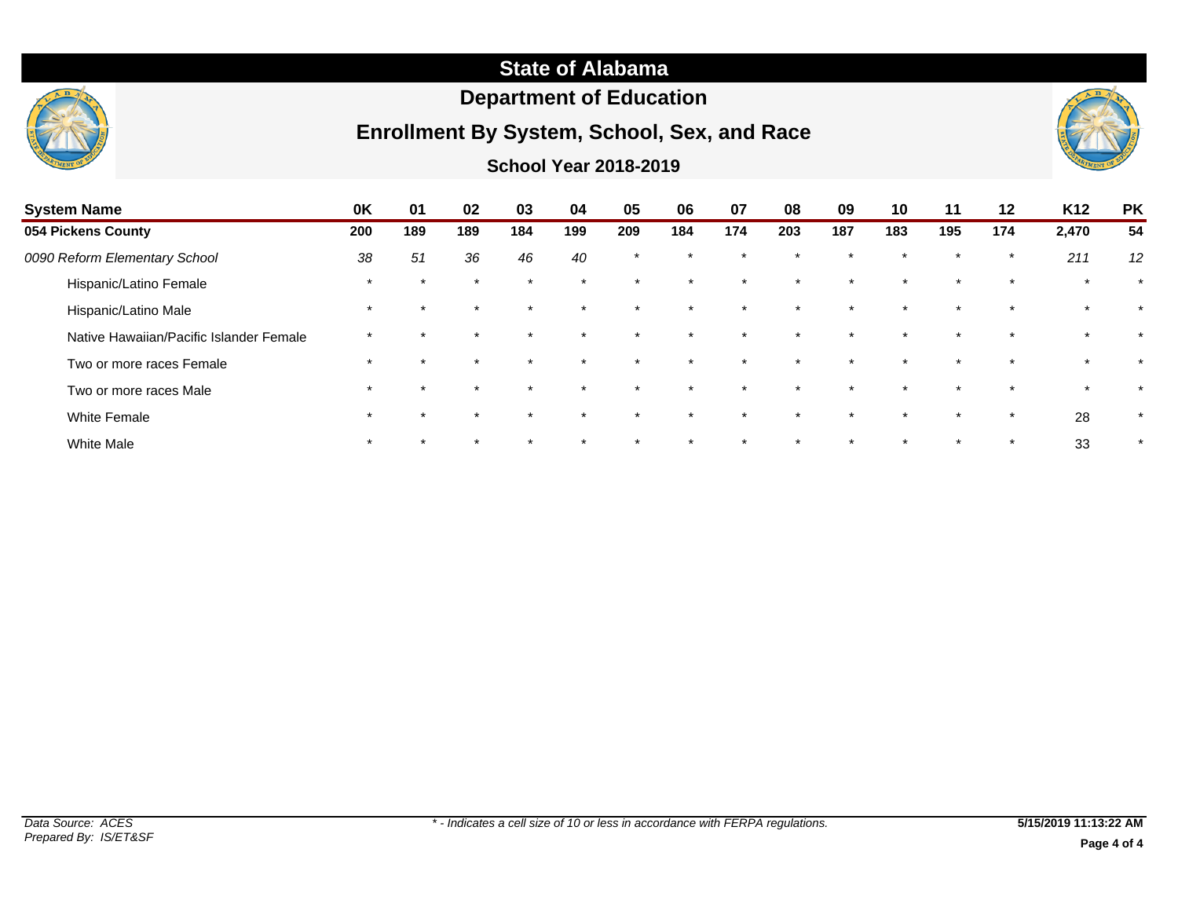# State of Alabama

## Department of Education

## Enrollment By System, School, Sex, and Race

### School Year 2018-2019

| System Name | 0K | 01 | 02 | 03 | 04 | 05 | 06 | 07 | 08 | 09 | 10 | 11 | 12 | K12 | PK |
|---|---|---|---|---|---|---|---|---|---|---|---|---|---|---|---|
| **054 Pickens County** | **200** | **189** | **189** | **184** | **199** | **209** | **184** | **174** | **203** | **187** | **183** | **195** | **174** | **2,470** | **54** |
| *0090 Reform Elementary School* | *38* | *51* | *36* | *46* | *40* | * | * | * | * | * | * | * | * | *211* | *12* |
| Hispanic/Latino Female | * | * | * | * | * | * | * | * | * | * | * | * | * | * | * |
| Hispanic/Latino Male | * | * | * | * | * | * | * | * | * | * | * | * | * | * | * |
| Native Hawaiian/Pacific Islander Female | * | * | * | * | * | * | * | * | * | * | * | * | * | * | * |
| Two or more races Female | * | * | * | * | * | * | * | * | * | * | * | * | * | * | * |
| Two or more races Male | * | * | * | * | * | * | * | * | * | * | * | * | * | * | * |
| White Female | * | * | * | * | * | * | * | * | * | * | * | * | * | 28 | * |
| White Male | * | * | * | * | * | * | * | * | * | * | * | * | * | 33 | * |

*Data Source: ACES*
*Prepared By: IS/ET&SF*

*\* - Indicates a cell size of 10 or less in accordance with FERPA regulations.*

**5/15/2019 11:13:22 AM**